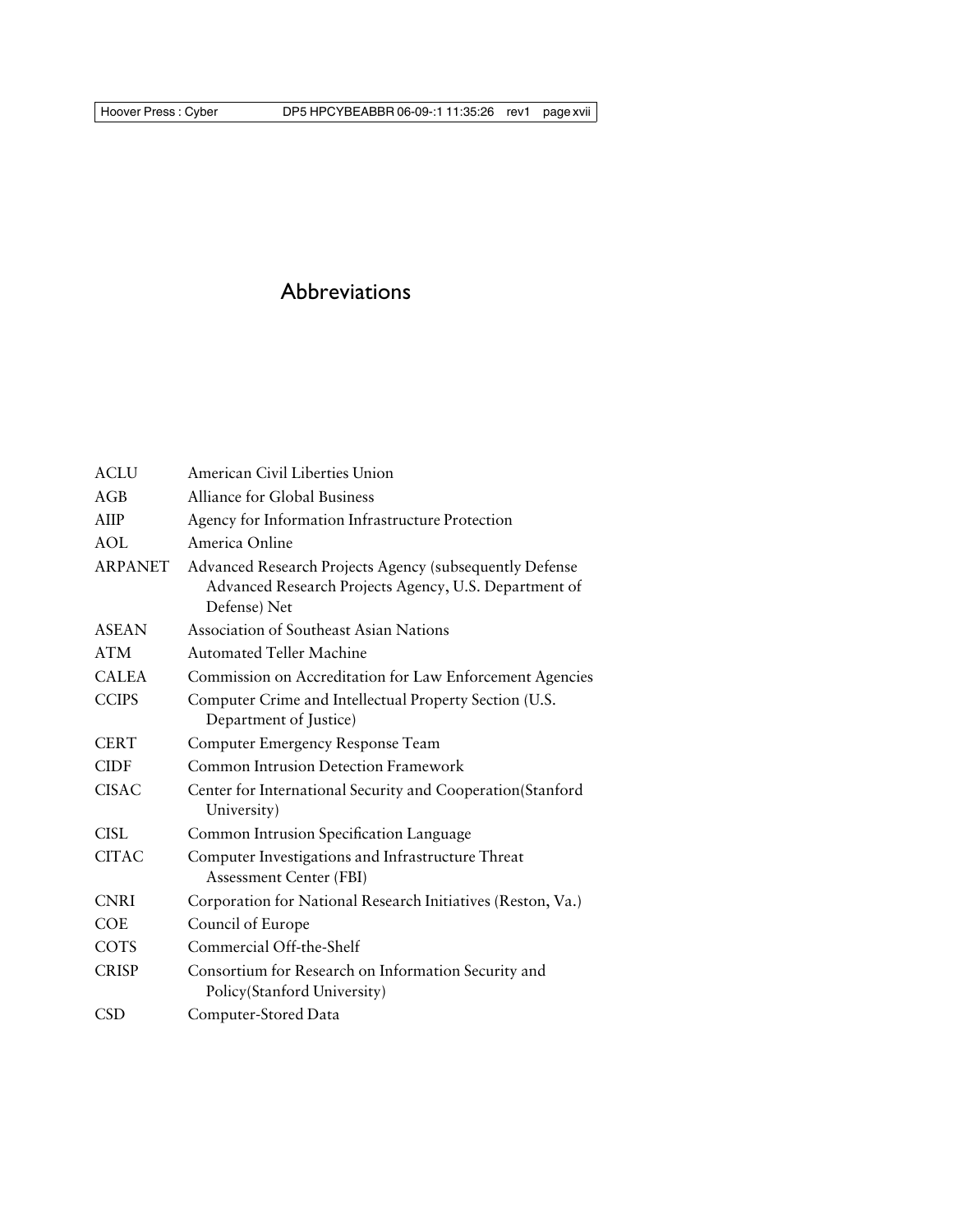# Abbreviations

| | |
|---|---|
| ACLU | American Civil Liberties Union |
| AGB | Alliance for Global Business |
| AIIP | Agency for Information Infrastructure Protection |
| AOL | America Online |
| ARPANET | Advanced Research Projects Agency (subsequently Defense Advanced Research Projects Agency, U.S. Department of Defense) Net |
| ASEAN | Association of Southeast Asian Nations |
| ATM | Automated Teller Machine |
| CALEA | Commission on Accreditation for Law Enforcement Agencies |
| CCIPS | Computer Crime and Intellectual Property Section (U.S. Department of Justice) |
| CERT | Computer Emergency Response Team |
| CIDF | Common Intrusion Detection Framework |
| CISAC | Center for International Security and Cooperation(Stanford University) |
| CISL | Common Intrusion Specification Language |
| CITAC | Computer Investigations and Infrastructure Threat Assessment Center (FBI) |
| CNRI | Corporation for National Research Initiatives (Reston, Va.) |
| COE | Council of Europe |
| COTS | Commercial Off-the-Shelf |
| CRISP | Consortium for Research on Information Security and Policy(Stanford University) |
| CSD | Computer-Stored Data |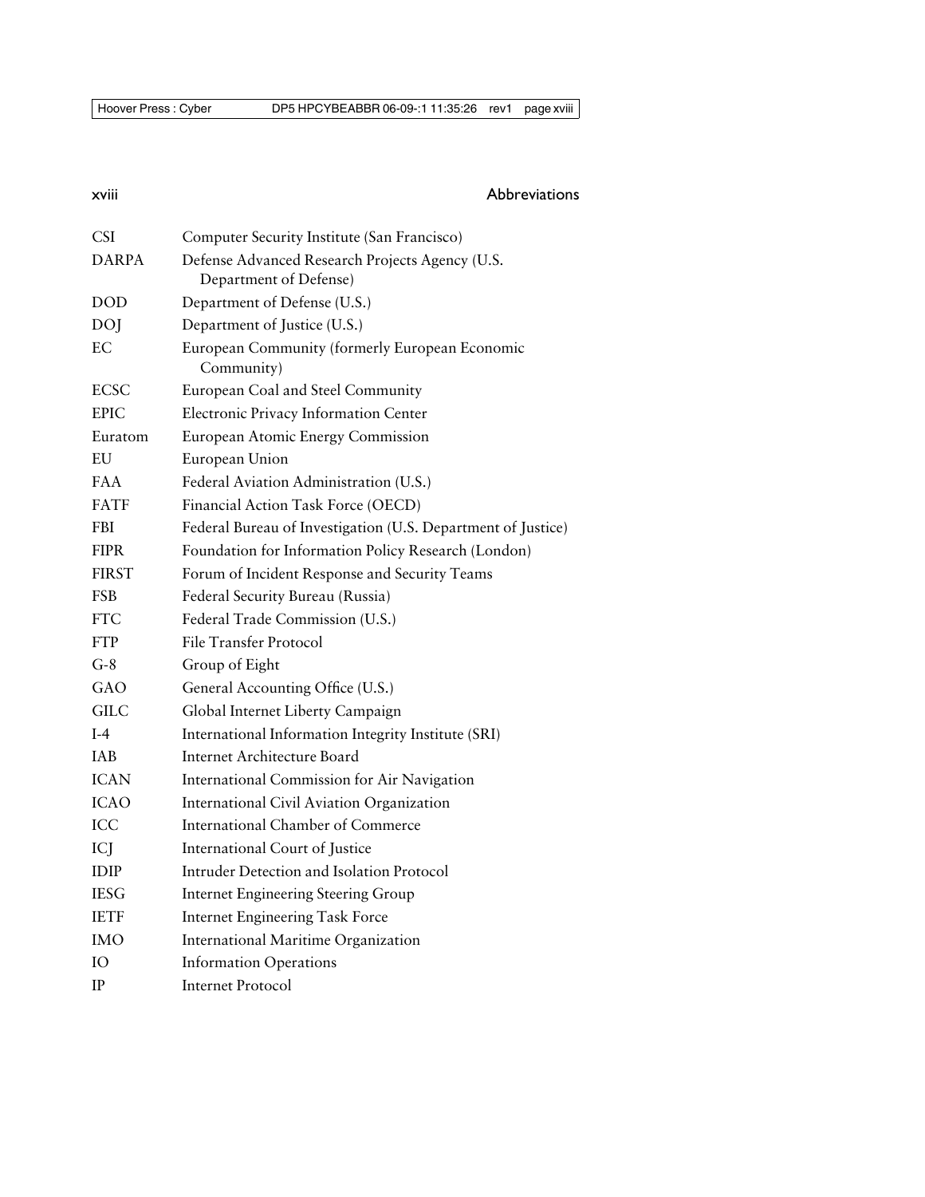| | |
|---|---|
| CSI | Computer Security Institute (San Francisco) |
| DARPA | Defense Advanced Research Projects Agency (U.S. Department of Defense) |
| DOD | Department of Defense (U.S.) |
| DOJ | Department of Justice (U.S.) |
| EC | European Community (formerly European Economic Community) |
| ECSC | European Coal and Steel Community |
| EPIC | Electronic Privacy Information Center |
| Euratom | European Atomic Energy Commission |
| EU | European Union |
| FAA | Federal Aviation Administration (U.S.) |
| FATF | Financial Action Task Force (OECD) |
| FBI | Federal Bureau of Investigation (U.S. Department of Justice) |
| FIPR | Foundation for Information Policy Research (London) |
| FIRST | Forum of Incident Response and Security Teams |
| FSB | Federal Security Bureau (Russia) |
| FTC | Federal Trade Commission (U.S.) |
| FTP | File Transfer Protocol |
| G-8 | Group of Eight |
| GAO | General Accounting Office (U.S.) |
| GILC | Global Internet Liberty Campaign |
| I-4 | International Information Integrity Institute (SRI) |
| IAB | Internet Architecture Board |
| ICAN | International Commission for Air Navigation |
| ICAO | International Civil Aviation Organization |
| ICC | International Chamber of Commerce |
| ICJ | International Court of Justice |
| IDIP | Intruder Detection and Isolation Protocol |
| IESG | Internet Engineering Steering Group |
| IETF | Internet Engineering Task Force |
| IMO | International Maritime Organization |
| IO | Information Operations |
| IP | Internet Protocol |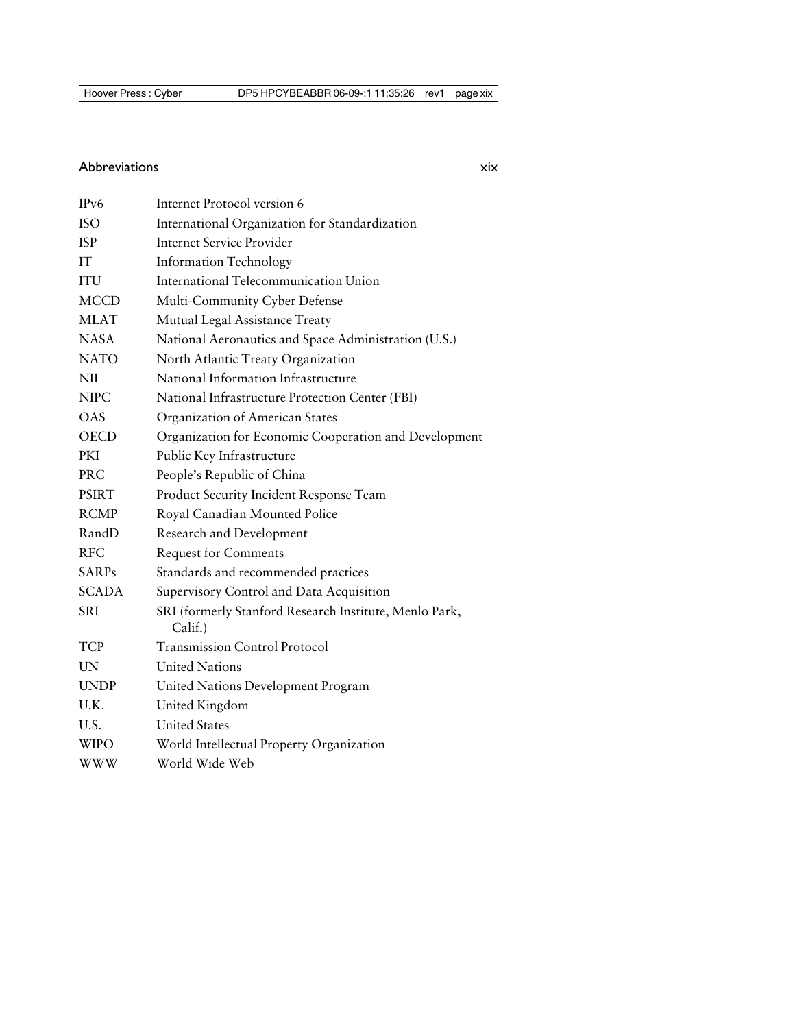| | |
|---|---|
| IPv6 | Internet Protocol version 6 |
| ISO | International Organization for Standardization |
| ISP | Internet Service Provider |
| IT | Information Technology |
| ITU | International Telecommunication Union |
| MCCD | Multi-Community Cyber Defense |
| MLAT | Mutual Legal Assistance Treaty |
| NASA | National Aeronautics and Space Administration (U.S.) |
| NATO | North Atlantic Treaty Organization |
| NII | National Information Infrastructure |
| NIPC | National Infrastructure Protection Center (FBI) |
| OAS | Organization of American States |
| OECD | Organization for Economic Cooperation and Development |
| PKI | Public Key Infrastructure |
| PRC | People's Republic of China |
| PSIRT | Product Security Incident Response Team |
| RCMP | Royal Canadian Mounted Police |
| RandD | Research and Development |
| RFC | Request for Comments |
| SARPs | Standards and recommended practices |
| SCADA | Supervisory Control and Data Acquisition |
| SRI | SRI (formerly Stanford Research Institute, Menlo Park, Calif.) |
| TCP | Transmission Control Protocol |
| UN | United Nations |
| UNDP | United Nations Development Program |
| U.K. | United Kingdom |
| U.S. | United States |
| WIPO | World Intellectual Property Organization |
| WWW | World Wide Web |